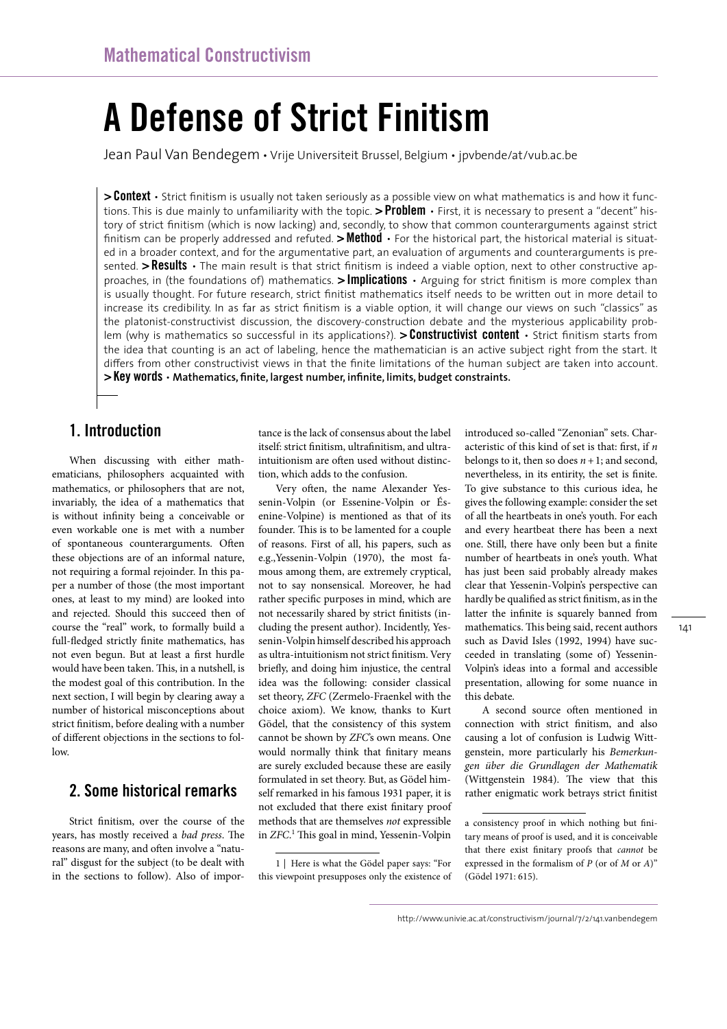Mathematical Constructivism

# A Defense of Strict Finitism

Jean Paul Van Bendegem • Vrije Universiteit Brussel, Belgium • jpvbende/at/vub.ac.be

> **> Context** • Strict finitism is usually not taken seriously as a possible view on what mathematics is and how it functions. This is due mainly to unfamiliarity with the topic. **> Problem** • First, it is necessary to present a "decent" history of strict finitism (which is now lacking) and, secondly, to show that common counterarguments against strict finitism can be properly addressed and refuted. **> Method** • For the historical part, the historical material is situated in a broader context, and for the argumentative part, an evaluation of arguments and counterarguments is presented. **> Results** • The main result is that strict finitism is indeed a viable option, next to other constructive approaches, in (the foundations of) mathematics. **> Implications** • Arguing for strict finitism is more complex than is usually thought. For future research, strict finitist mathematics itself needs to be written out in more detail to increase its credibility. In as far as strict finitism is a viable option, it will change our views on such "classics" as the platonist-constructivist discussion, the discovery-construction debate and the mysterious applicability problem (why is mathematics so successful in its applications?). **> Constructivist content** • Strict finitism starts from the idea that counting is an act of labeling, hence the mathematician is an active subject right from the start. It differs from other constructivist views in that the finite limitations of the human subject are taken into account. **> Key words** • Mathematics, finite, largest number, infinite, limits, budget constraints.

## 1. Introduction

When discussing with either mathematicians, philosophers acquainted with mathematics, or philosophers that are not, invariably, the idea of a mathematics that is without infinity being a conceivable or even workable one is met with a number of spontaneous counterarguments. Often these objections are of an informal nature, not requiring a formal rejoinder. In this paper a number of those (the most important ones, at least to my mind) are looked into and rejected. Should this succeed then of course the "real" work, to formally build a full-fledged strictly finite mathematics, has not even begun. But at least a first hurdle would have been taken. This, in a nutshell, is the modest goal of this contribution. In the next section, I will begin by clearing away a number of historical misconceptions about strict finitism, before dealing with a number of different objections in the sections to follow.

## 2. Some historical remarks

Strict finitism, over the course of the years, has mostly received a *bad press*. The reasons are many, and often involve a "natural" disgust for the subject (to be dealt with in the sections to follow). Also of importance is the lack of consensus about the label itself: strict finitism, ultrafinitism, and ultra-intuitionism are often used without distinction, which adds to the confusion.

Very often, the name Alexander Yessenin-Volpin (or Essenine-Volpin or Ésenine-Volpine) is mentioned as that of its founder. This is to be lamented for a couple of reasons. First of all, his papers, such as e.g.,Yessenin-Volpin (1970), the most famous among them, are extremely cryptical, not to say nonsensical. Moreover, he had rather specific purposes in mind, which are not necessarily shared by strict finitists (including the present author). Incidentally, Yessenin-Volpin himself described his approach as ultra-intuitionism not strict finitism. Very briefly, and doing him injustice, the central idea was the following: consider classical set theory, *ZFC* (Zermelo-Fraenkel with the choice axiom). We know, thanks to Kurt Gödel, that the consistency of this system cannot be shown by *ZFC*'s own means. One would normally think that finitary means are surely excluded because these are easily formulated in set theory. But, as Gödel himself remarked in his famous 1931 paper, it is not excluded that there exist finitary proof methods that are themselves *not* expressible in *ZFC*.[1] This goal in mind, Yessenin-Volpin introduced so-called "Zenonian" sets. Characteristic of this kind of set is that: first, if $n$ belongs to it, then so does $n+1$; and second, nevertheless, in its entirity, the set is finite. To give substance to this curious idea, he gives the following example: consider the set of all the heartbeats in one's youth. For each and every heartbeat there has been a next one. Still, there have only been but a finite number of heartbeats in one's youth. What has just been said probably already makes clear that Yessenin-Volpin's perspective can hardly be qualified as strict finitism, as in the latter the infinite is squarely banned from mathematics. This being said, recent authors such as David Isles (1992, 1994) have succeeded in translating (some of) Yessenin-Volpin's ideas into a formal and accessible presentation, allowing for some nuance in this debate.

A second source often mentioned in connection with strict finitism, and also causing a lot of confusion is Ludwig Wittgenstein, more particularly his *Bemerkungen über die Grundlagen der Mathematik* (Wittgenstein 1984). The view that this rather enigmatic work betrays strict finitist

---

1 | Here is what the Gödel paper says: "For this viewpoint presupposes only the existence of a consistency proof in which nothing but finitary means of proof is used, and it is conceivable that there exist finitary proofs that *cannot* be expressed in the formalism of $P$ (or of $M$ or $A$)" (Gödel 1971: 615).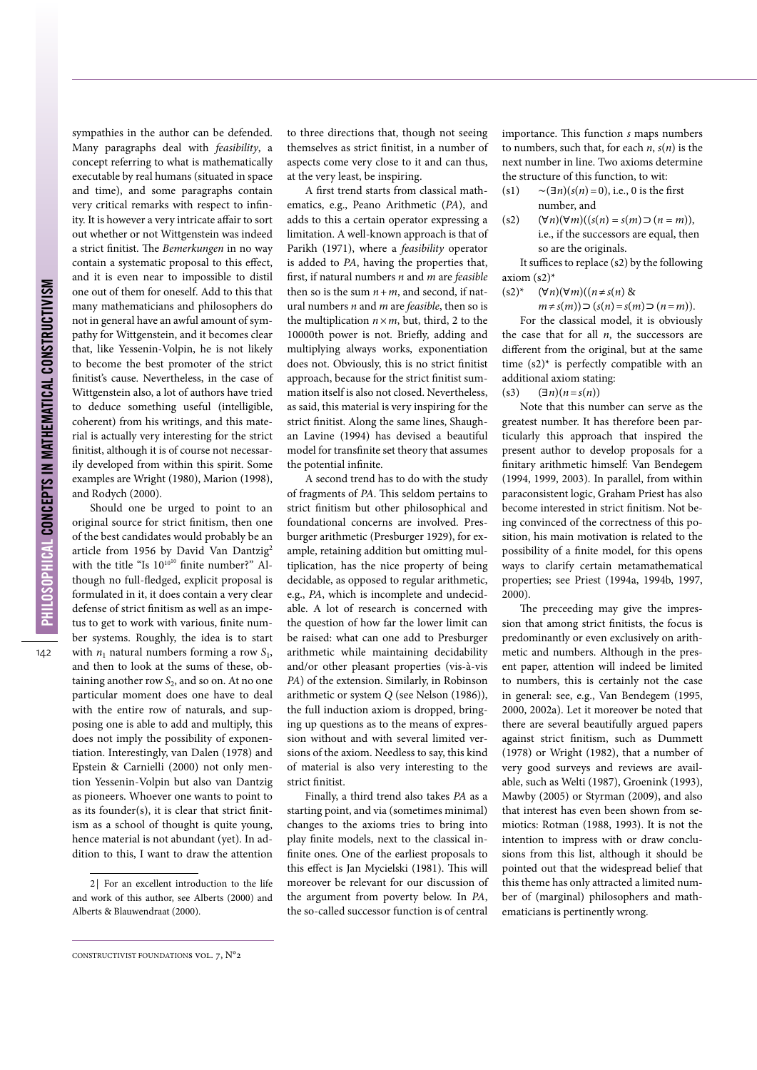sympathies in the author can be defended. Many paragraphs deal with *feasibility*, a concept referring to what is mathematically executable by real humans (situated in space and time), and some paragraphs contain very critical remarks with respect to infinity. It is however a very intricate affair to sort out whether or not Wittgenstein was indeed a strict finitist. The *Bemerkungen* in no way contain a systematic proposal to this effect, and it is even near to impossible to distil one out of them for oneself. Add to this that many mathematicians and philosophers do not in general have an awful amount of sympathy for Wittgenstein, and it becomes clear that, like Yessenin-Volpin, he is not likely to become the best promoter of the strict finitist's cause. Nevertheless, in the case of Wittgenstein also, a lot of authors have tried to deduce something useful (intelligible, coherent) from his writings, and this material is actually very interesting for the strict finitist, although it is of course not necessarily developed from within this spirit. Some examples are Wright (1980), Marion (1998), and Rodych (2000).

Should one be urged to point to an original source for strict finitism, then one of the best candidates would probably be an article from 1956 by David Van Dantzig[2] with the title "Is $10^{10^{10}}$ finite number?" Although no full-fledged, explicit proposal is formulated in it, it does contain a very clear defense of strict finitism as well as an impetus to get to work with various, finite number systems. Roughly, the idea is to start with $n_1$ natural numbers forming a row $S_1$, and then to look at the sums of these, obtaining another row $S_2$, and so on. At no one particular moment does one have to deal with the entire row of naturals, and supposing one is able to add and multiply, this does not imply the possibility of exponentiation. Interestingly, van Dalen (1978) and Epstein & Carnielli (2000) not only mention Yessenin-Volpin but also van Dantzig as pioneers. Whoever one wants to point to as its founder(s), it is clear that strict finitism as a school of thought is quite young, hence material is not abundant (yet). In addition to this, I want to draw the attention to three directions that, though not seeing themselves as strict finitist, in a number of aspects come very close to it and can thus, at the very least, be inspiring.

A first trend starts from classical mathematics, e.g., Peano Arithmetic (*PA*), and adds to this a certain operator expressing a limitation. A well-known approach is that of Parikh (1971), where a *feasibility* operator is added to *PA*, having the properties that, first, if natural numbers $n$ and $m$ are *feasible* then so is the sum $n+m$, and second, if natural numbers $n$ and $m$ are *feasible*, then so is the multiplication $n \times m$, but, third, 2 to the 10000th power is not. Briefly, adding and multiplying always works, exponentiation does not. Obviously, this is no strict finitist approach, because for the strict finitist summation itself is also not closed. Nevertheless, as said, this material is very inspiring for the strict finitist. Along the same lines, Shaughan Lavine (1994) has devised a beautiful model for transfinite set theory that assumes the potential infinite.

A second trend has to do with the study of fragments of *PA*. This seldom pertains to strict finitism but other philosophical and foundational concerns are involved. Presburger arithmetic (Presburger 1929), for example, retaining addition but omitting multiplication, has the nice property of being decidable, as opposed to regular arithmetic, e.g., *PA*, which is incomplete and undecidable. A lot of research is concerned with the question of how far the lower limit can be raised: what can one add to Presburger arithmetic while maintaining decidability and/or other pleasant properties (vis-à-vis *PA*) of the extension. Similarly, in Robinson arithmetic or system *Q* (see Nelson (1986)), the full induction axiom is dropped, bringing up questions as to the means of expression without and with several limited versions of the axiom. Needless to say, this kind of material is also very interesting to the strict finitist.

Finally, a third trend also takes *PA* as a starting point, and via (sometimes minimal) changes to the axioms tries to bring into play finite models, next to the classical infinite ones. One of the earliest proposals to this effect is Jan Mycielski (1981). This will moreover be relevant for our discussion of the argument from poverty below. In *PA*, the so-called successor function is of central importance. This function $s$ maps numbers to numbers, such that, for each $n$, $s(n)$ is the next number in line. Two axioms determine the structure of this function, to wit:

(s1) $\sim(\exists n)(s(n)=0)$, i.e., 0 is the first number, and

(s2) $(\forall n)(\forall m)((s(n)=s(m)) \supset (n=m))$, i.e., if the successors are equal, then so are the originals.

It suffices to replace (s2) by the following axiom (s2)*

(s2)* $(\forall n)(\forall m)((n \neq s(n)\ \&\ m \neq s(m)) \supset (s(n)=s(m) \supset (n=m))$.

For the classical model, it is obviously the case that for all $n$, the successors are different from the original, but at the same time (s2)* is perfectly compatible with an additional axiom stating:

(s3) $(\exists n)(n=s(n))$

Note that this number can serve as the greatest number. It has therefore been particularly this approach that inspired the present author to develop proposals for a finitary arithmetic himself: Van Bendegem (1994, 1999, 2003). In parallel, from within paraconsistent logic, Graham Priest has also become interested in strict finitism. Not being convinced of the correctness of this position, his main motivation is related to the possibility of a finite model, for this opens ways to clarify certain metamathematical properties; see Priest (1994a, 1994b, 1997, 2000).

The preceeding may give the impression that among strict finitists, the focus is predominantly or even exclusively on arithmetic and numbers. Although in the present paper, attention will indeed be limited to numbers, this is certainly not the case in general: see, e.g., Van Bendegem (1995, 2000, 2002a). Let it moreover be noted that there are several beautifully argued papers against strict finitism, such as Dummett (1978) or Wright (1982), that a number of very good surveys and reviews are available, such as Welti (1987), Groenink (1993), Mawby (2005) or Styrman (2009), and also that interest has even been shown from semiotics: Rotman (1988, 1993). It is not the intention to impress with or draw conclusions from this list, although it should be pointed out that the widespread belief that this theme has only attracted a limited number of (marginal) philosophers and mathematicians is pertinently wrong.

2| For an excellent introduction to the life and work of this author, see Alberts (2000) and Alberts & Blauwendraat (2000).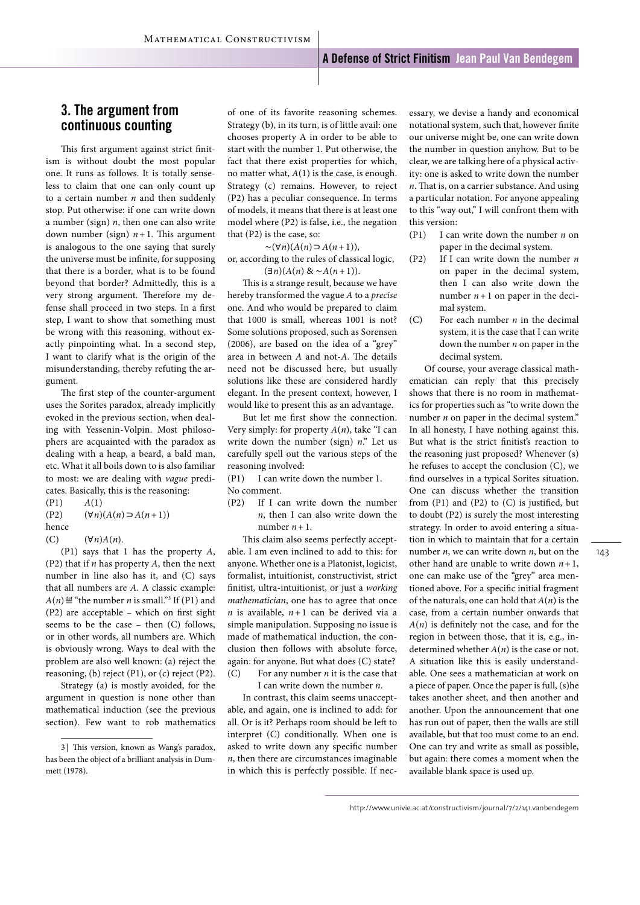## 3. The argument from continuous counting

This first argument against strict finitism is without doubt the most popular one. It runs as follows. It is totally senseless to claim that one can only count up to a certain number $n$ and then suddenly stop. Put otherwise: if one can write down a number (sign) $n$, then one can also write down number (sign) $n+1$. This argument is analogous to the one saying that surely the universe must be infinite, for supposing that there is a border, what is to be found beyond that border? Admittedly, this is a very strong argument. Therefore my defense shall proceed in two steps. In a first step, I want to show that something must be wrong with this reasoning, without exactly pinpointing what. In a second step, I want to clarify what is the origin of the misunderstanding, thereby refuting the argument.

The first step of the counter-argument uses the Sorites paradox, already implicitly evoked in the previous section, when dealing with Yessenin-Volpin. Most philosophers are acquainted with the paradox as dealing with a heap, a beard, a bald man, etc. What it all boils down to is also familiar to most: we are dealing with *vague* predicates. Basically, this is the reasoning:

(P1) $A(1)$

(P2) $(\forall n)(A(n) \supset A(n+1))$

hence

(C) $(\forall n)A(n)$.

(P1) says that 1 has the property $A$, (P2) that if $n$ has property $A$, then the next number in line also has it, and (C) says that all numbers are $A$. A classic example: $A(n) \overset{\text{def}}{=}$ "the number $n$ is small."[3] If (P1) and (P2) are acceptable – which on first sight seems to be the case – then (C) follows, or in other words, all numbers are. Which is obviously wrong. Ways to deal with the problem are also well known: (a) reject the reasoning, (b) reject (P1), or (c) reject (P2).

Strategy (a) is mostly avoided, for the argument in question is none other than mathematical induction (see the previous section). Few want to rob mathematics of one of its favorite reasoning schemes. Strategy (b), in its turn, is of little avail: one chooses property A in order to be able to start with the number 1. Put otherwise, the fact that there exist properties for which, no matter what, $A(1)$ is the case, is enough. Strategy (c) remains. However, to reject (P2) has a peculiar consequence. In terms of models, it means that there is at least one model where (P2) is false, i.e., the negation that (P2) is the case, so:

$$\sim(\forall n)(A(n) \supset A(n+1)),$$

or, according to the rules of classical logic,

$$(\exists n)(A(n) \,\&\, {\sim}A(n+1)).$$

This is a strange result, because we have hereby transformed the vague $A$ to a *precise* one. And who would be prepared to claim that 1000 is small, whereas 1001 is not? Some solutions proposed, such as Sorensen (2006), are based on the idea of a "grey" area in between $A$ and not-$A$. The details need not be discussed here, but usually solutions like these are considered hardly elegant. In the present context, however, I would like to present this as an advantage.

But let me first show the connection. Very simply: for property $A(n)$, take "I can write down the number (sign) $n$." Let us carefully spell out the various steps of the reasoning involved:

(P1) I can write down the number 1.

No comment.

(P2) If I can write down the number $n$, then I can also write down the number $n+1$.

This claim also seems perfectly acceptable. I am even inclined to add to this: for anyone. Whether one is a Platonist, logicist, formalist, intuitionist, constructivist, strict finitist, ultra-intuitionist, or just a *working mathematician*, one has to agree that once $n$ is available, $n+1$ can be derived via a simple manipulation. Supposing no issue is made of mathematical induction, the conclusion then follows with absolute force, again: for anyone. But what does (C) state?

(C) For any number $n$ it is the case that I can write down the number $n$.

In contrast, this claim seems unacceptable, and again, one is inclined to add: for all. Or is it? Perhaps room should be left to interpret (C) conditionally. When one is asked to write down any specific number $n$, then there are circumstances imaginable in which this is perfectly possible. If necessary, we devise a handy and economical notational system, such that, however finite our universe might be, one can write down the number in question anyhow. But to be clear, we are talking here of a physical activity: one is asked to write down the number $n$. That is, on a carrier substance. And using a particular notation. For anyone appealing to this "way out," I will confront them with this version:

(P1) I can write down the number $n$ on paper in the decimal system.

(P2) If I can write down the number $n$ on paper in the decimal system, then I can also write down the number $n+1$ on paper in the decimal system.

(C) For each number $n$ in the decimal system, it is the case that I can write down the number $n$ on paper in the decimal system.

Of course, your average classical mathematician can reply that this precisely shows that there is no room in mathematics for properties such as "to write down the number $n$ on paper in the decimal system." In all honesty, I have nothing against this. But what is the strict finitist's reaction to the reasoning just proposed? Whenever (s)he refuses to accept the conclusion (C), we find ourselves in a typical Sorites situation. One can discuss whether the transition from (P1) and (P2) to (C) is justified, but to doubt (P2) is surely the most interesting strategy. In order to avoid entering a situation in which to maintain that for a certain number $n$, we can write down $n$, but on the other hand are unable to write down $n+1$, one can make use of the "grey" area mentioned above. For a specific initial fragment of the naturals, one can hold that $A(n)$ is the case, from a certain number onwards that $A(n)$ is definitely not the case, and for the region in between those, that it is, e.g., indetermined whether $A(n)$ is the case or not. A situation like this is easily understandable. One sees a mathematician at work on a piece of paper. Once the paper is full, (s)he takes another sheet, and then another and another. Upon the announcement that one has run out of paper, then the walls are still available, but that too must come to an end. One can try and write as small as possible, but again: there comes a moment when the available blank space is used up.

3| This version, known as Wang's paradox, has been the object of a brilliant analysis in Dummett (1978).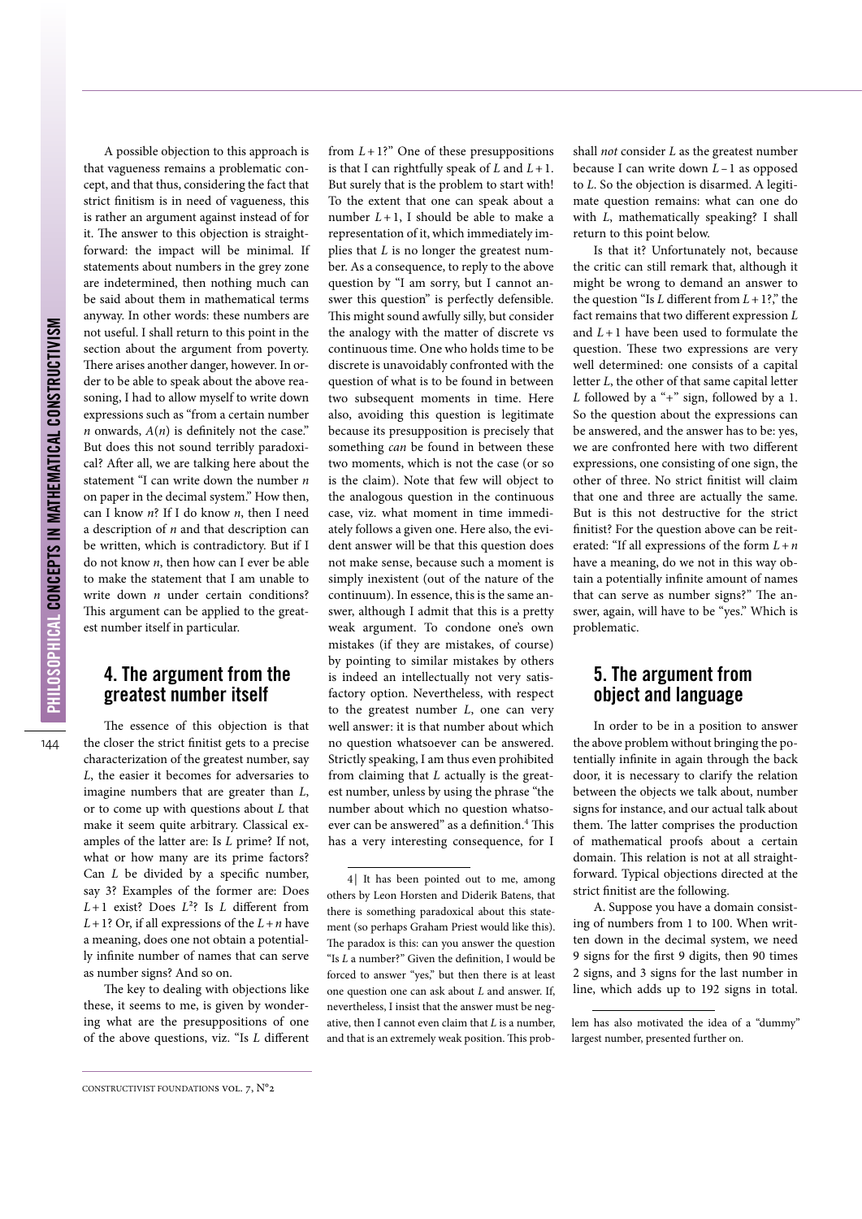A possible objection to this approach is that vagueness remains a problematic concept, and that thus, considering the fact that strict finitism is in need of vagueness, this is rather an argument against instead of for it. The answer to this objection is straightforward: the impact will be minimal. If statements about numbers in the grey zone are indetermined, then nothing much can be said about them in mathematical terms anyway. In other words: these numbers are not useful. I shall return to this point in the section about the argument from poverty. There arises another danger, however. In order to be able to speak about the above reasoning, I had to allow myself to write down expressions such as "from a certain number $n$ onwards, $A(n)$ is definitely not the case." But does this not sound terribly paradoxical? After all, we are talking here about the statement "I can write down the number $n$ on paper in the decimal system." How then, can I know $n$? If I do know $n$, then I need a description of $n$ and that description can be written, which is contradictory. But if I do not know $n$, then how can I ever be able to make the statement that I am unable to write down $n$ under certain conditions? This argument can be applied to the greatest number itself in particular.

## 4. The argument from the greatest number itself

The essence of this objection is that the closer the strict finitist gets to a precise characterization of the greatest number, say $L$, the easier it becomes for adversaries to imagine numbers that are greater than $L$, or to come up with questions about $L$ that make it seem quite arbitrary. Classical examples of the latter are: Is $L$ prime? If not, what or how many are its prime factors? Can $L$ be divided by a specific number, say 3? Examples of the former are: Does $L+1$ exist? Does $L^2$? Is $L$ different from $L+1$? Or, if all expressions of the $L+n$ have a meaning, does one not obtain a potentially infinite number of names that can serve as number signs? And so on.

The key to dealing with objections like these, it seems to me, is given by wondering what are the presuppositions of one of the above questions, viz. "Is $L$ different from $L+1$?" One of these presuppositions is that I can rightfully speak of $L$ and $L+1$. But surely that is the problem to start with! To the extent that one can speak about a number $L+1$, I should be able to make a representation of it, which immediately implies that $L$ is no longer the greatest number. As a consequence, to reply to the above question by "I am sorry, but I cannot answer this question" is perfectly defensible. This might sound awfully silly, but consider the analogy with the matter of discrete vs continuous time. One who holds time to be discrete is unavoidably confronted with the question of what is to be found in between two subsequent moments in time. Here also, avoiding this question is legitimate because its presupposition is precisely that something *can* be found in between these two moments, which is not the case (or so is the claim). Note that few will object to the analogous question in the continuous case, viz. what moment in time immediately follows a given one. Here also, the evident answer will be that this question does not make sense, because such a moment is simply inexistent (out of the nature of the continuum). In essence, this is the same answer, although I admit that this is a pretty weak argument. To condone one's own mistakes (if they are mistakes, of course) by pointing to similar mistakes by others is indeed an intellectually not very satisfactory option. Nevertheless, with respect to the greatest number $L$, one can very well answer: it is that number about which no question whatsoever can be answered. Strictly speaking, I am thus even prohibited from claiming that $L$ actually is the greatest number, unless by using the phrase "the number about which no question whatsoever can be answered" as a definition.[4] This has a very interesting consequence, for I shall *not* consider $L$ as the greatest number because I can write down $L-1$ as opposed to $L$. So the objection is disarmed. A legitimate question remains: what can one do with $L$, mathematically speaking? I shall return to this point below.

Is that it? Unfortunately not, because the critic can still remark that, although it might be wrong to demand an answer to the question "Is $L$ different from $L+1$?," the fact remains that two different expression $L$ and $L+1$ have been used to formulate the question. These two expressions are very well determined: one consists of a capital letter $L$, the other of that same capital letter $L$ followed by a "+" sign, followed by a 1. So the question about the expressions can be answered, and the answer has to be: yes, we are confronted here with two different expressions, one consisting of one sign, the other of three. No strict finitist will claim that one and three are actually the same. But is this not destructive for the strict finitist? For the question above can be reiterated: "If all expressions of the form $L+n$ have a meaning, do we not in this way obtain a potentially infinite amount of names that can serve as number signs?" The answer, again, will be "yes." Which is problematic.

## 5. The argument from object and language

In order to be in a position to answer the above problem without bringing the potentially infinite in again through the back door, it is necessary to clarify the relation between the objects we talk about, number signs for instance, and our actual talk about them. The latter comprises the production of mathematical proofs about a certain domain. This relation is not at all straightforward. Typical objections directed at the strict finitist are the following.

A. Suppose you have a domain consisting of numbers from 1 to 100. When written down in the decimal system, we need 9 signs for the first 9 digits, then 90 times 2 signs, and 3 signs for the last number in line, which adds up to 192 signs in total.

---

4| It has been pointed out to me, among others by Leon Horsten and Diderik Batens, that there is something paradoxical about this statement (so perhaps Graham Priest would like this). The paradox is this: can you answer the question "Is $L$ a number?" Given the definition, I would be forced to answer "yes," but then there is at least one question one can ask about $L$ and answer. If, nevertheless, I insist that the answer must be negative, then I cannot even claim that $L$ is a number, and that is an extremely weak position. This problem has also motivated the idea of a "dummy" largest number, presented further on.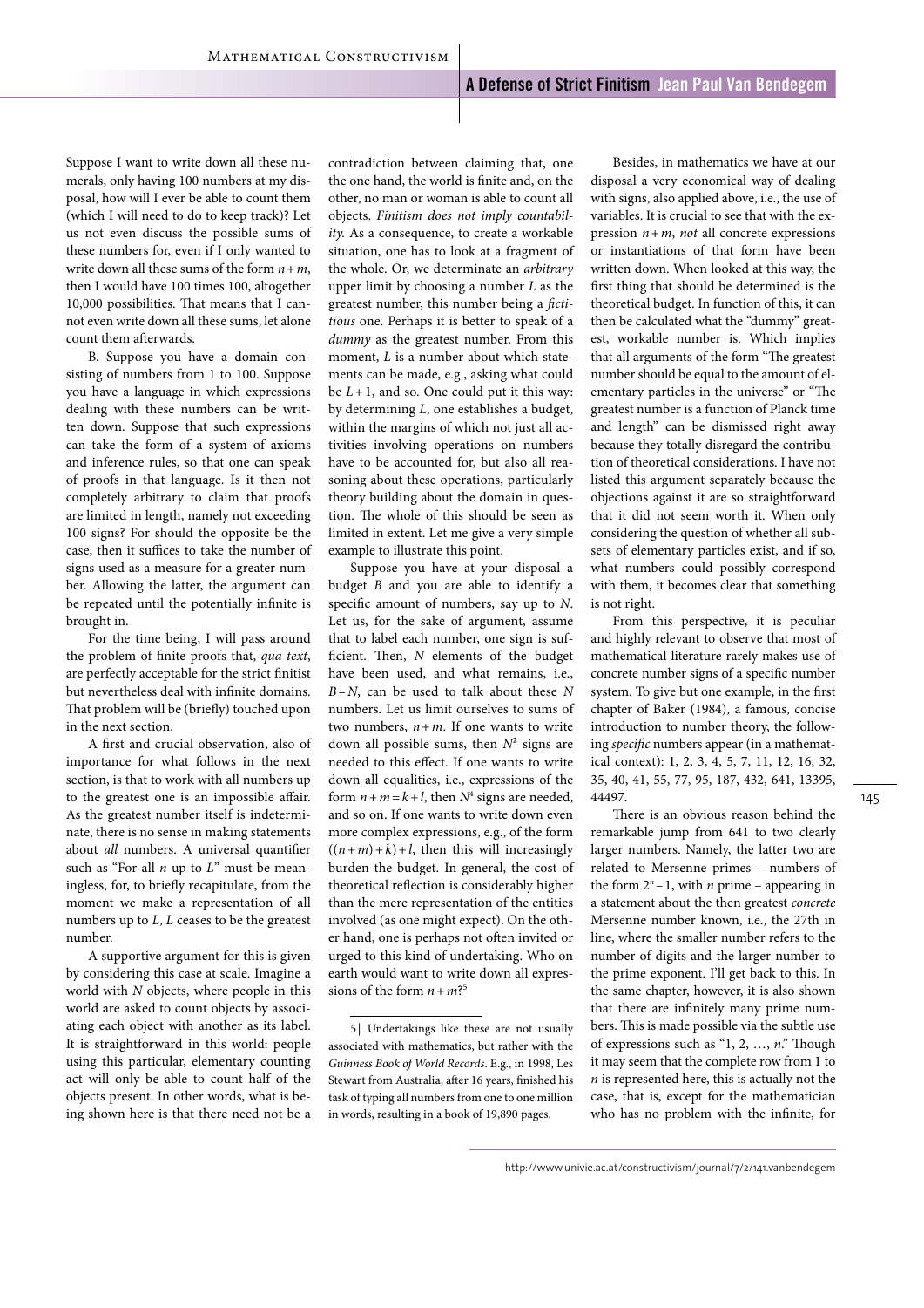Suppose I want to write down all these numerals, only having 100 numbers at my disposal, how will I ever be able to count them (which I will need to do to keep track)? Let us not even discuss the possible sums of these numbers for, even if I only wanted to write down all these sums of the form $n+m$, then I would have 100 times 100, altogether 10,000 possibilities. That means that I cannot even write down all these sums, let alone count them afterwards.

B. Suppose you have a domain consisting of numbers from 1 to 100. Suppose you have a language in which expressions dealing with these numbers can be written down. Suppose that such expressions can take the form of a system of axioms and inference rules, so that one can speak of proofs in that language. Is it then not completely arbitrary to claim that proofs are limited in length, namely not exceeding 100 signs? For should the opposite be the case, then it suffices to take the number of signs used as a measure for a greater number. Allowing the latter, the argument can be repeated until the potentially infinite is brought in.

For the time being, I will pass around the problem of finite proofs that, *qua text*, are perfectly acceptable for the strict finitist but nevertheless deal with infinite domains. That problem will be (briefly) touched upon in the next section.

A first and crucial observation, also of importance for what follows in the next section, is that to work with all numbers up to the greatest one is an impossible affair. As the greatest number itself is indeterminate, there is no sense in making statements about *all* numbers. A universal quantifier such as "For all $n$ up to $L$" must be meaningless, for, to briefly recapitulate, from the moment we make a representation of all numbers up to $L$, $L$ ceases to be the greatest number.

A supportive argument for this is given by considering this case at scale. Imagine a world with $N$ objects, where people in this world are asked to count objects by associating each object with another as its label. It is straightforward in this world: people using this particular, elementary counting act will only be able to count half of the objects present. In other words, what is being shown here is that there need not be a contradiction between claiming that, one the one hand, the world is finite and, on the other, no man or woman is able to count all objects. *Finitism does not imply countability.* As a consequence, to create a workable situation, one has to look at a fragment of the whole. Or, we determinate an *arbitrary* upper limit by choosing a number $L$ as the greatest number, this number being a *fictitious* one. Perhaps it is better to speak of a *dummy* as the greatest number. From this moment, $L$ is a number about which statements can be made, e.g., asking what could be $L+1$, and so. One could put it this way: by determining $L$, one establishes a budget, within the margins of which not just all activities involving operations on numbers have to be accounted for, but also all reasoning about these operations, particularly theory building about the domain in question. The whole of this should be seen as limited in extent. Let me give a very simple example to illustrate this point.

Suppose you have at your disposal a budget $B$ and you are able to identify a specific amount of numbers, say up to $N$. Let us, for the sake of argument, assume that to label each number, one sign is sufficient. Then, $N$ elements of the budget have been used, and what remains, i.e., $B-N$, can be used to talk about these $N$ numbers. Let us limit ourselves to sums of two numbers, $n+m$. If one wants to write down all possible sums, then $N^2$ signs are needed to this effect. If one wants to write down all equalities, i.e., expressions of the form $n+m=k+l$, then $N^4$ signs are needed, and so on. If one wants to write down even more complex expressions, e.g., of the form $((n+m)+k)+l$, then this will increasingly burden the budget. In general, the cost of theoretical reflection is considerably higher than the mere representation of the entities involved (as one might expect). On the other hand, one is perhaps not often invited or urged to this kind of undertaking. Who on earth would want to write down all expressions of the form $n+m$?[5]

Besides, in mathematics we have at our disposal a very economical way of dealing with signs, also applied above, i.e., the use of variables. It is crucial to see that with the expression $n+m$, *not* all concrete expressions or instantiations of that form have been written down. When looked at this way, the first thing that should be determined is the theoretical budget. In function of this, it can then be calculated what the "dummy" greatest, workable number is. Which implies that all arguments of the form "The greatest number should be equal to the amount of elementary particles in the universe" or "The greatest number is a function of Planck time and length" can be dismissed right away because they totally disregard the contribution of theoretical considerations. I have not listed this argument separately because the objections against it are so straightforward that it did not seem worth it. When only considering the question of whether all subsets of elementary particles exist, and if so, what numbers could possibly correspond with them, it becomes clear that something is not right.

From this perspective, it is peculiar and highly relevant to observe that most of mathematical literature rarely makes use of concrete number signs of a specific number system. To give but one example, in the first chapter of Baker (1984), a famous, concise introduction to number theory, the following *specific* numbers appear (in a mathematical context): 1, 2, 3, 4, 5, 7, 11, 12, 16, 32, 35, 40, 41, 55, 77, 95, 187, 432, 641, 13395, 44497.

There is an obvious reason behind the remarkable jump from 641 to two clearly larger numbers. Namely, the latter two are related to Mersenne primes – numbers of the form $2^n-1$, with $n$ prime – appearing in a statement about the then greatest *concrete* Mersenne number known, i.e., the 27th in line, where the smaller number refers to the number of digits and the larger number to the prime exponent. I'll get back to this. In the same chapter, however, it is also shown that there are infinitely many prime numbers. This is made possible via the subtle use of expressions such as "1, 2, …, $n$." Though it may seem that the complete row from 1 to $n$ is represented here, this is actually not the case, that is, except for the mathematician who has no problem with the infinite, for

5| Undertakings like these are not usually associated with mathematics, but rather with the *Guinness Book of World Records*. E.g., in 1998, Les Stewart from Australia, after 16 years, finished his task of typing all numbers from one to one million in words, resulting in a book of 19,890 pages.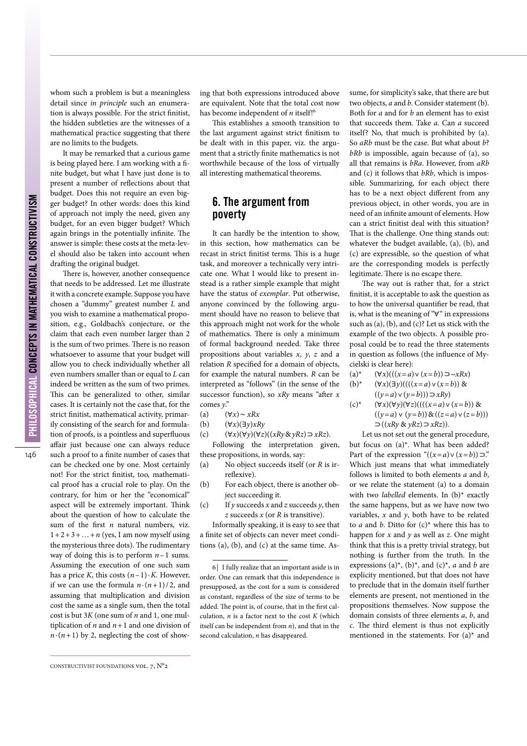whom such a problem is but a meaningless detail since *in principle* such an enumeration is always possible. For the strict finitist, the hidden subtleties are the witnesses of a mathematical practice suggesting that there are no limits to the budgets.

It may be remarked that a curious game is being played here. I am working with a finite budget, but what I have just done is to present a number of reflections about that budget. Does this not require an even bigger budget? In other words: does this kind of approach not imply the need, given any budget, for an even bigger budget? Which again brings in the potentially infinite. The answer is simple: these costs at the meta-level should also be taken into account when drafting the original budget.

There is, however, another consequence that needs to be addressed. Let me illustrate it with a concrete example. Suppose you have chosen a "dummy" greatest number $L$ and you wish to examine a mathematical proposition, e.g., Goldbach's conjecture, or the claim that each even number larger than 2 is the sum of two primes. There is no reason whatsoever to assume that your budget will allow you to check individually whether all even numbers smaller than or equal to $L$ can indeed be written as the sum of two primes. This can be generalized to other, similar cases. It is certainly not the case that, for the strict finitist, mathematical activity, primarily consisting of the search for and formulation of proofs, is a pointless and superfluous affair just because one can always reduce such a proof to a finite number of cases that can be checked one by one. Most certainly not! For the strict finitist, too, mathematical proof has a crucial role to play. On the contrary, for him or her the "economical" aspect will be extremely important. Think about the question of how to calculate the sum of the first $n$ natural numbers, viz. $1+2+3+\ldots+n$ (yes, I am now myself using the mysterious three dots). The rudimentary way of doing this is to perform $n-1$ sums. Assuming the execution of one such sum has a price $K$, this costs $(n-1)\cdot K$. However, if we can use the formula $n\cdot(n+1)/2$, and assuming that multiplication and division cost the same as a single sum, then the total cost is but $3K$ (one sum of $n$ and 1, one multiplication of $n$ and $n+1$ and one division of $n\cdot(n+1)$ by 2, neglecting the cost of showing that both expressions introduced above are equivalent. Note that the total cost now has become independent of $n$ itself![6]

This establishes a smooth transition to the last argument against strict finitism to be dealt with in this paper, viz. the argument that a strictly finite mathematics is not worthwhile because of the loss of virtually all interesting mathematical theorems.

## 6. The argument from poverty

It can hardly be the intention to show, in this section, how mathematics can be recast in strict finitist terms. This is a huge task, and moreover a technically very intricate one. What I would like to present instead is a rather simple example that might have the status of *exemplar*. Put otherwise, anyone convinced by the following argument should have no reason to believe that this approach might not work for the whole of mathematics. There is only a minimum of formal background needed. Take three propositions about variables $x$, $y$, $z$ and a relation $R$ specified for a domain of objects, for example the natural numbers. $R$ can be interpreted as "follows" (in the sense of the successor function), so $xRy$ means "after $x$ comes $y$."

(a) $(\forall x) \sim xRx$

(b) $(\forall x)(\exists y)xRy$

(c) $(\forall x)(\forall y)(\forall z)((xRy \,\&\, yRz) \supset xRz)$.

Following the interpretation given, these propositions, in words, say:

(a) No object succeeds itself (or $R$ is irreflexive).

(b) For each object, there is another object succeeding it.

(c) If $y$ succeeds $x$ and $z$ succeeds $y$, then $z$ succeeds $x$ (or $R$ is transitive).

Informally speaking, it is easy to see that a finite set of objects can never meet conditions (a), (b), and (c) at the same time. Assume, for simplicity's sake, that there are but two objects, $a$ and $b$. Consider statement (b). Both for $a$ and for $b$ an element has to exist that succeeds them. Take $a$. Can $a$ succeed itself? No, that much is prohibited by (a). So $aRb$ must be the case. But what about $b$? $bRb$ is impossible, again because of (a), so all that remains is $bRa$. However, from $aRb$ and (c) it follows that $bRb$, which is impossible. Summarizing, for each object there has to be a next object different from any previous object, in other words, you are in need of an infinite amount of elements. How can a strict finitist deal with this situation? That is the challenge. One thing stands out: whatever the budget available, (a), (b), and (c) are expressible, so the question of what are the corresponding models is perfectly legitimate. There is no escape there.

The way out is rather that, for a strict finitist, it is acceptable to ask the question as to how the universal quantifier be read, that is, what is the meaning of "$\forall$" in expressions such as (a), (b), and (c)? Let us stick with the example of the two objects. A possible proposal could be to read the three statements in question as follows (the influence of Mycielski is clear here):

(a)* $(\forall x)(((x=a) \vee (x=b)) \supset \sim xRx)$

(b)* $(\forall x)(\exists y)((((x=a) \vee (x=b)) \,\&\, ((y=a) \vee (y=b))) \supset xRy)$

(c)* $(\forall x)(\forall y)(\forall z)((((x=a) \vee (x=b)) \,\&\, ((y=a) \vee (y=b)) \,\&\, ((z=a) \vee (z=b))) \supset ((xRy \,\&\, yRz) \supset xRz))$.

Let us not set out the general procedure, but focus on (a)*. What has been added? Part of the expression "$((x=a) \vee (x=b)) \supset$." Which just means that what immediately follows is limited to both elements $a$ and $b$, or we relate the statement (a) to a domain with two *labelled* elements. In (b)* exactly the same happens, but as we have now two variables, $x$ and $y$, both have to be related to $a$ and $b$. Ditto for (c)* where this has to happen for $x$ and $y$ as well as $z$. One might think that this is a pretty trivial strategy, but nothing is further from the truth. In the expressions (a)*, (b)*, and (c)*, $a$ and $b$ are explicitly mentioned, but that does not have to preclude that in the domain itself further elements are present, not mentioned in the propositions themselves. Now suppose the domain consists of three elements $a$, $b$, and $c$. The third element is thus not explicitly mentioned in the statements. For (a)* and

6| I fully realize that an important aside is in order. One can remark that this independence is presupposed, as the cost for a sum is considered as constant, regardless of the size of terms to be added. The point is, of course, that in the first calculation, $n$ is a factor next to the cost $K$ (which itself can be independent from $n$), and that in the second calculation, $n$ has disappeared.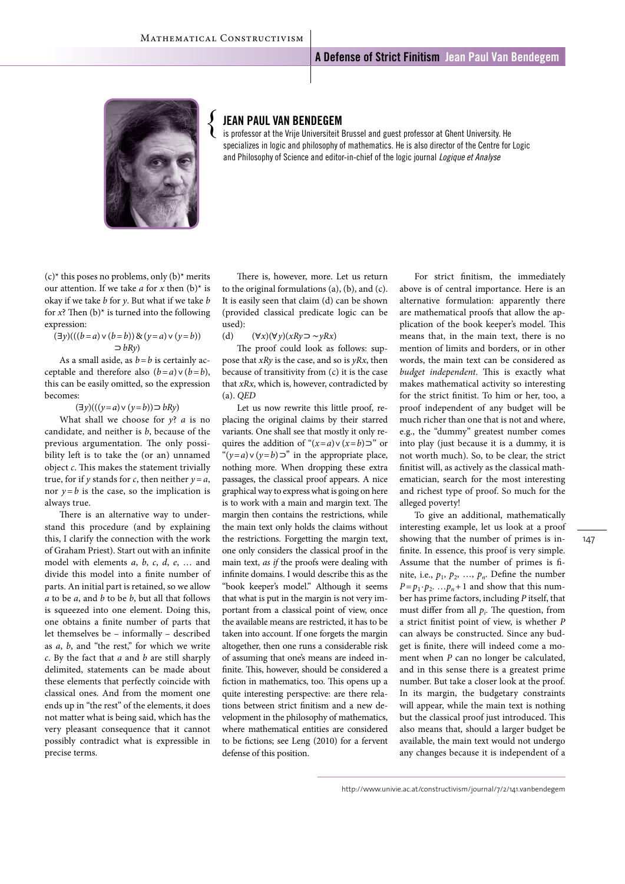**JEAN PAUL VAN BENDEGEM**

is professor at the Vrije Universiteit Brussel and guest professor at Ghent University. He specializes in logic and philosophy of mathematics. He is also director of the Centre for Logic and Philosophy of Science and editor-in-chief of the logic journal *Logique et Analyse*

(c)* this poses no problems, only (b)* merits our attention. If we take *a* for *x* then (b)* is okay if we take *b* for *y*. But what if we take *b* for *x*? Then (b)* is turned into the following expression:

$$(\exists y)(((b=a) \vee (b=b)) \,\&\, (y=a) \vee (y=b)) \supset bRy)$$

As a small aside, as $b=b$ is certainly acceptable and therefore also $(b=a) \vee (b=b)$, this can be easily omitted, so the expression becomes:

$$(\exists y)(((y=a) \vee (y=b)) \supset bRy)$$

What shall we choose for *y*? *a* is no candidate, and neither is *b*, because of the previous argumentation. The only possibility left is to take the (or an) unnamed object *c*. This makes the statement trivially true, for if *y* stands for *c*, then neither $y=a$, nor $y=b$ is the case, so the implication is always true.

There is an alternative way to understand this procedure (and by explaining this, I clarify the connection with the work of Graham Priest). Start out with an infinite model with elements *a*, *b*, *c*, *d*, *e*, … and divide this model into a finite number of parts. An initial part is retained, so we allow *a* to be *a*, and *b* to be *b*, but all that follows is squeezed into one element. Doing this, one obtains a finite number of parts that let themselves be – informally – described as *a*, *b*, and "the rest," for which we write *c*. By the fact that *a* and *b* are still sharply delimited, statements can be made about these elements that perfectly coincide with classical ones. And from the moment one ends up in "the rest" of the elements, it does not matter what is being said, which has the very pleasant consequence that it cannot possibly contradict what is expressible in precise terms.

There is, however, more. Let us return to the original formulations (a), (b), and (c). It is easily seen that claim (d) can be shown (provided classical predicate logic can be used):

(d) $(\forall x)(\forall y)(xRy \supset \sim yRx)$

The proof could look as follows: suppose that *xRy* is the case, and so is *yRx*, then because of transitivity from (c) it is the case that *xRx*, which is, however, contradicted by (a). *QED*

Let us now rewrite this little proof, replacing the original claims by their starred variants. One shall see that mostly it only requires the addition of "$(x=a) \vee (x=b) \supset$" or "$(y=a) \vee (y=b) \supset$" in the appropriate place, nothing more. When dropping these extra passages, the classical proof appears. A nice graphical way to express what is going on here is to work with a main and margin text. The margin then contains the restrictions, while the main text only holds the claims without the restrictions. Forgetting the margin text, one only considers the classical proof in the main text, *as if* the proofs were dealing with infinite domains. I would describe this as the "book keeper's model." Although it seems that what is put in the margin is not very important from a classical point of view, once the available means are restricted, it has to be taken into account. If one forgets the margin altogether, then one runs a considerable risk of assuming that one's means are indeed infinite. This, however, should be considered a fiction in mathematics, too. This opens up a quite interesting perspective: are there relations between strict finitism and a new development in the philosophy of mathematics, where mathematical entities are considered to be fictions; see Leng (2010) for a fervent defense of this position.

For strict finitism, the immediately above is of central importance. Here is an alternative formulation: apparently there are mathematical proofs that allow the application of the book keeper's model. This means that, in the main text, there is no mention of limits and borders, or in other words, the main text can be considered as *budget independent*. This is exactly what makes mathematical activity so interesting for the strict finitist. To him or her, too, a proof independent of any budget will be much richer than one that is not and where, e.g., the "dummy" greatest number comes into play (just because it is a dummy, it is not worth much). So, to be clear, the strict finitist will, as actively as the classical mathematician, search for the most interesting and richest type of proof. So much for the alleged poverty!

To give an additional, mathematically interesting example, let us look at a proof showing that the number of primes is infinite. In essence, this proof is very simple. Assume that the number of primes is finite, i.e., $p_1, p_2, \ldots, p_n$. Define the number $P = p_1 \cdot p_2 \cdot \ldots p_n + 1$ and show that this number has prime factors, including *P* itself, that must differ from all $p_i$. The question, from a strict finitist point of view, is whether *P* can always be constructed. Since any budget is finite, there will indeed come a moment when *P* can no longer be calculated, and in this sense there is a greatest prime number. But take a closer look at the proof. In its margin, the budgetary constraints will appear, while the main text is nothing but the classical proof just introduced. This also means that, should a larger budget be available, the main text would not undergo any changes because it is independent of a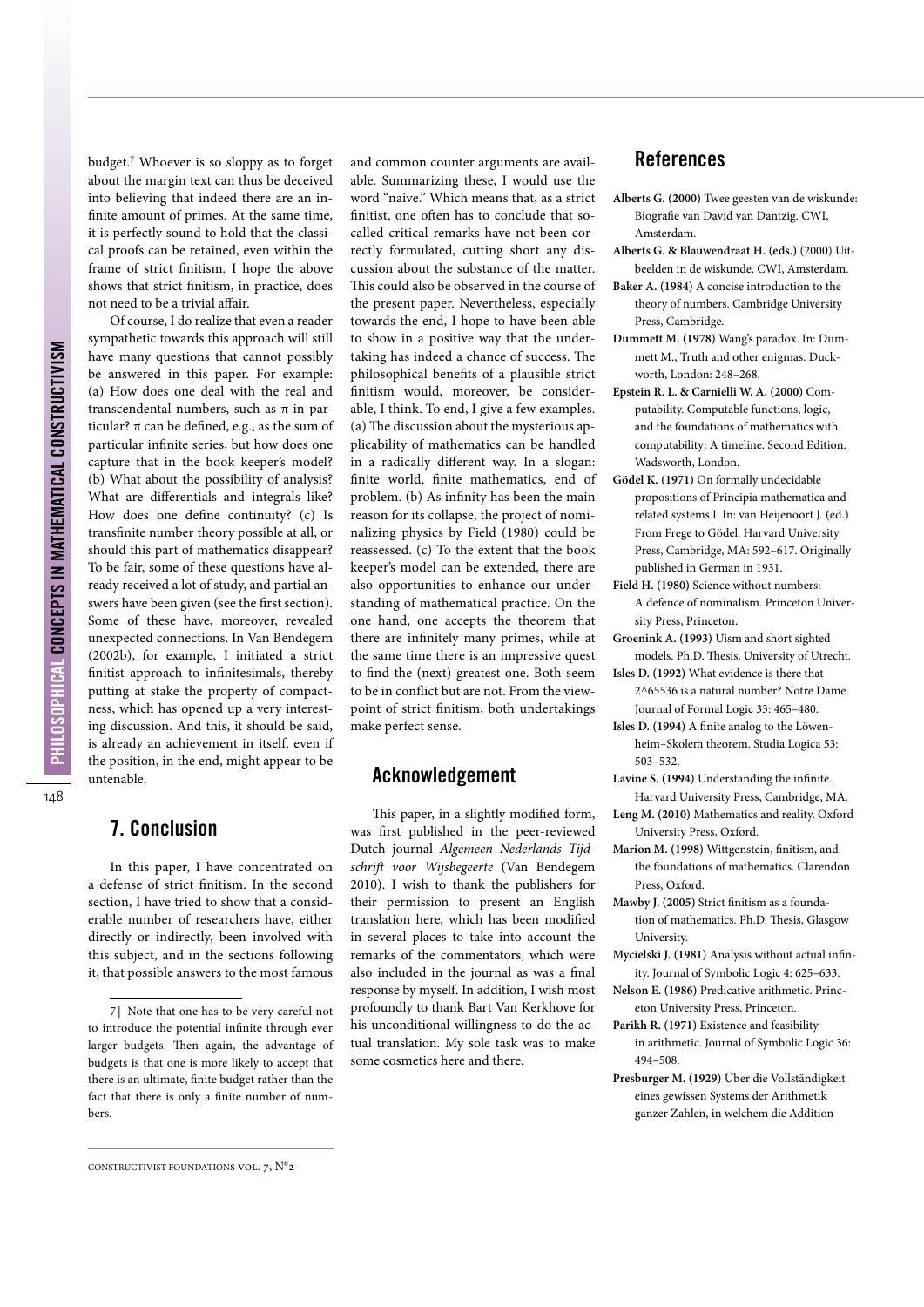budget.[7] Whoever is so sloppy as to forget about the margin text can thus be deceived into believing that indeed there are an infinite amount of primes. At the same time, it is perfectly sound to hold that the classical proofs can be retained, even within the frame of strict finitism. I hope the above shows that strict finitism, in practice, does not need to be a trivial affair.

Of course, I do realize that even a reader sympathetic towards this approach will still have many questions that cannot possibly be answered in this paper. For example: (a) How does one deal with the real and transcendental numbers, such as π in particular? π can be defined, e.g., as the sum of particular infinite series, but how does one capture that in the book keeper's model? (b) What about the possibility of analysis? What are differentials and integrals like? How does one define continuity? (c) Is transfinite number theory possible at all, or should this part of mathematics disappear? To be fair, some of these questions have already received a lot of study, and partial answers have been given (see the first section). Some of these have, moreover, revealed unexpected connections. In Van Bendegem (2002b), for example, I initiated a strict finitist approach to infinitesimals, thereby putting at stake the property of compactness, which has opened up a very interesting discussion. And this, it should be said, is already an achievement in itself, even if the position, in the end, might appear to be untenable.

## 7. Conclusion

In this paper, I have concentrated on a defense of strict finitism. In the second section, I have tried to show that a considerable number of researchers have, either directly or indirectly, been involved with this subject, and in the sections following it, that possible answers to the most famous and common counter arguments are available. Summarizing these, I would use the word "naive." Which means that, as a strict finitist, one often has to conclude that so-called critical remarks have not been correctly formulated, cutting short any discussion about the substance of the matter. This could also be observed in the course of the present paper. Nevertheless, especially towards the end, I hope to have been able to show in a positive way that the undertaking has indeed a chance of success. The philosophical benefits of a plausible strict finitism would, moreover, be considerable, I think. To end, I give a few examples. (a) The discussion about the mysterious applicability of mathematics can be handled in a radically different way. In a slogan: finite world, finite mathematics, end of problem. (b) As infinity has been the main reason for its collapse, the project of nominalizing physics by Field (1980) could be reassessed. (c) To the extent that the book keeper's model can be extended, there are also opportunities to enhance our understanding of mathematical practice. On the one hand, one accepts the theorem that there are infinitely many primes, while at the same time there is an impressive quest to find the (next) greatest one. Both seem to be in conflict but are not. From the viewpoint of strict finitism, both undertakings make perfect sense.

## Acknowledgement

This paper, in a slightly modified form, was first published in the peer-reviewed Dutch journal *Algemeen Nederlands Tijdschrift voor Wijsbegeerte* (Van Bendegem 2010). I wish to thank the publishers for their permission to present an English translation here, which has been modified in several places to take into account the remarks of the commentators, which were also included in the journal as was a final response by myself. In addition, I wish most profoundly to thank Bart Van Kerkhove for his unconditional willingness to do the actual translation. My sole task was to make some cosmetics here and there.

7| Note that one has to be very careful not to introduce the potential infinite through ever larger budgets. Then again, the advantage of budgets is that one is more likely to accept that there is an ultimate, finite budget rather than the fact that there is only a finite number of numbers.

## References

**Alberts G. (2000)** Twee geesten van de wiskunde: Biografie van David van Dantzig. CWI, Amsterdam.

**Alberts G. & Blauwendraat H. (eds.)** (2000) Uitbeelden in de wiskunde. CWI, Amsterdam.

**Baker A. (1984)** A concise introduction to the theory of numbers. Cambridge University Press, Cambridge.

**Dummett M. (1978)** Wang's paradox. In: Dummett M., Truth and other enigmas. Duckworth, London: 248–268.

**Epstein R. L. & Carnielli W. A. (2000)** Computability. Computable functions, logic, and the foundations of mathematics with computability: A timeline. Second Edition. Wadsworth, London.

**Gödel K. (1971)** On formally undecidable propositions of Principia mathematica and related systems I. In: van Heijenoort J. (ed.) From Frege to Gödel. Harvard University Press, Cambridge, MA: 592–617. Originally published in German in 1931.

**Field H. (1980)** Science without numbers: A defence of nominalism. Princeton University Press, Princeton.

**Groenink A. (1993)** Uism and short sighted models. Ph.D. Thesis, University of Utrecht.

**Isles D. (1992)** What evidence is there that 2^65536 is a natural number? Notre Dame Journal of Formal Logic 33: 465–480.

**Isles D. (1994)** A finite analog to the Löwenheim–Skolem theorem. Studia Logica 53: 503–532.

**Lavine S. (1994)** Understanding the infinite. Harvard University Press, Cambridge, MA.

**Leng M. (2010)** Mathematics and reality. Oxford University Press, Oxford.

**Marion M. (1998)** Wittgenstein, finitism, and the foundations of mathematics. Clarendon Press, Oxford.

**Mawby J. (2005)** Strict finitism as a foundation of mathematics. Ph.D. Thesis, Glasgow University.

**Mycielski J. (1981)** Analysis without actual infinity. Journal of Symbolic Logic 4: 625–633.

**Nelson E. (1986)** Predicative arithmetic. Princeton University Press, Princeton.

**Parikh R. (1971)** Existence and feasibility in arithmetic. Journal of Symbolic Logic 36: 494–508.

**Presburger M. (1929)** Über die Vollständigkeit eines gewissen Systems der Arithmetik ganzer Zahlen, in welchem die Addition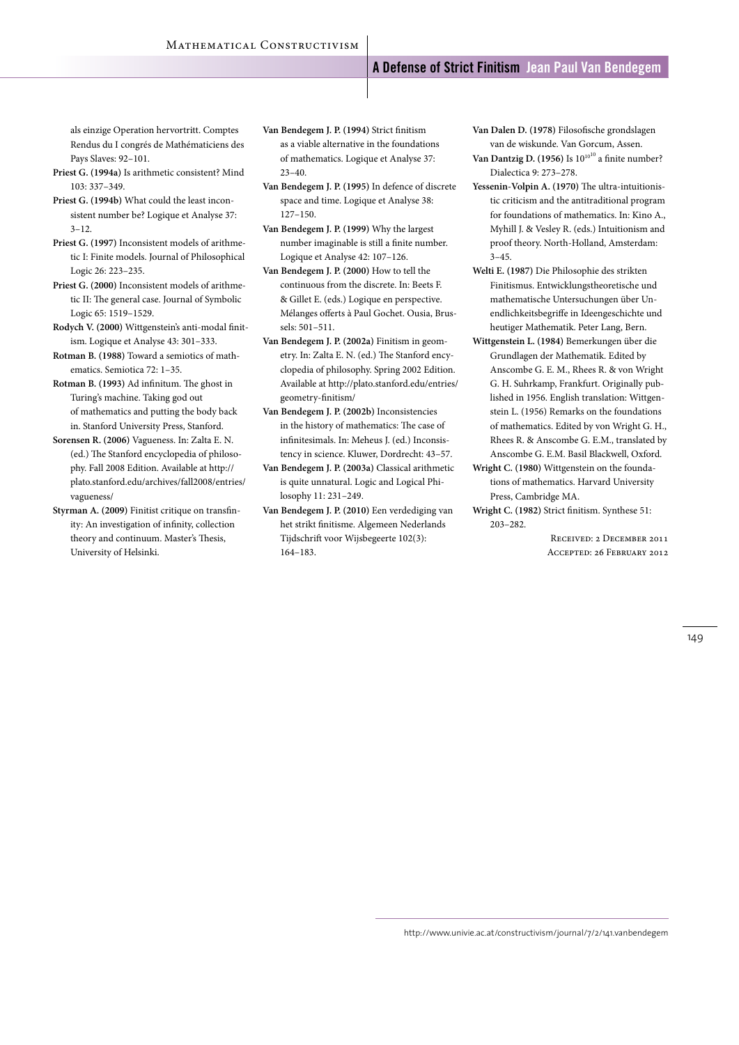als einzige Operation hervortritt. Comptes Rendus du I congrés de Mathématiciens des Pays Slaves: 92–101.

**Priest G. (1994a)** Is arithmetic consistent? Mind 103: 337–349.

**Priest G. (1994b)** What could the least inconsistent number be? Logique et Analyse 37: 3–12.

**Priest G. (1997)** Inconsistent models of arithmetic I: Finite models. Journal of Philosophical Logic 26: 223–235.

**Priest G. (2000)** Inconsistent models of arithmetic II: The general case. Journal of Symbolic Logic 65: 1519–1529.

**Rodych V. (2000)** Wittgenstein's anti-modal finitism. Logique et Analyse 43: 301–333.

**Rotman B. (1988)** Toward a semiotics of mathematics. Semiotica 72: 1–35.

**Rotman B. (1993)** Ad infinitum. The ghost in Turing's machine. Taking god out of mathematics and putting the body back in. Stanford University Press, Stanford.

**Sorensen R. (2006)** Vagueness. In: Zalta E. N. (ed.) The Stanford encyclopedia of philosophy. Fall 2008 Edition. Available at http://plato.stanford.edu/archives/fall2008/entries/vagueness/

**Styrman A. (2009)** Finitist critique on transfinity: An investigation of infinity, collection theory and continuum. Master's Thesis, University of Helsinki.

**Van Bendegem J. P. (1994)** Strict finitism as a viable alternative in the foundations of mathematics. Logique et Analyse 37: 23–40.

**Van Bendegem J. P. (1995)** In defence of discrete space and time. Logique et Analyse 38: 127–150.

**Van Bendegem J. P. (1999)** Why the largest number imaginable is still a finite number. Logique et Analyse 42: 107–126.

**Van Bendegem J. P. (2000)** How to tell the continuous from the discrete. In: Beets F. & Gillet E. (eds.) Logique en perspective. Mélanges offerts à Paul Gochet. Ousia, Brussels: 501–511.

**Van Bendegem J. P. (2002a)** Finitism in geometry. In: Zalta E. N. (ed.) The Stanford encyclopedia of philosophy. Spring 2002 Edition. Available at http://plato.stanford.edu/entries/geometry-finitism/

**Van Bendegem J. P. (2002b)** Inconsistencies in the history of mathematics: The case of infinitesimals. In: Meheus J. (ed.) Inconsistency in science. Kluwer, Dordrecht: 43–57.

**Van Bendegem J. P. (2003a)** Classical arithmetic is quite unnatural. Logic and Logical Philosophy 11: 231–249.

**Van Bendegem J. P. (2010)** Een verdediging van het strikt finitisme. Algemeen Nederlands Tijdschrift voor Wijsbegeerte 102(3): 164–183.

**Van Dalen D. (1978)** Filosofische grondslagen van de wiskunde. Van Gorcum, Assen.

**Van Dantzig D. (1956)** Is $10^{10^{10}}$ a finite number? Dialectica 9: 273–278.

**Yessenin-Volpin A. (1970)** The ultra-intuitionistic criticism and the antitraditional program for foundations of mathematics. In: Kino A., Myhill J. & Vesley R. (eds.) Intuitionism and proof theory. North-Holland, Amsterdam: 3–45.

**Welti E. (1987)** Die Philosophie des strikten Finitismus. Entwicklungstheoretische und mathematische Untersuchungen über Unendlichkeitsbegriffe in Ideengeschichte und heutiger Mathematik. Peter Lang, Bern.

**Wittgenstein L. (1984)** Bemerkungen über die Grundlagen der Mathematik. Edited by Anscombe G. E. M., Rhees R. & von Wright G. H. Suhrkamp, Frankfurt. Originally published in 1956. English translation: Wittgenstein L. (1956) Remarks on the foundations of mathematics. Edited by von Wright G. H., Rhees R. & Anscombe G. E.M., translated by Anscombe G. E.M. Basil Blackwell, Oxford.

**Wright C. (1980)** Wittgenstein on the foundations of mathematics. Harvard University Press, Cambridge MA.

**Wright C. (1982)** Strict finitism. Synthese 51: 203–282.

Received: 2 December 2011
Accepted: 26 February 2012